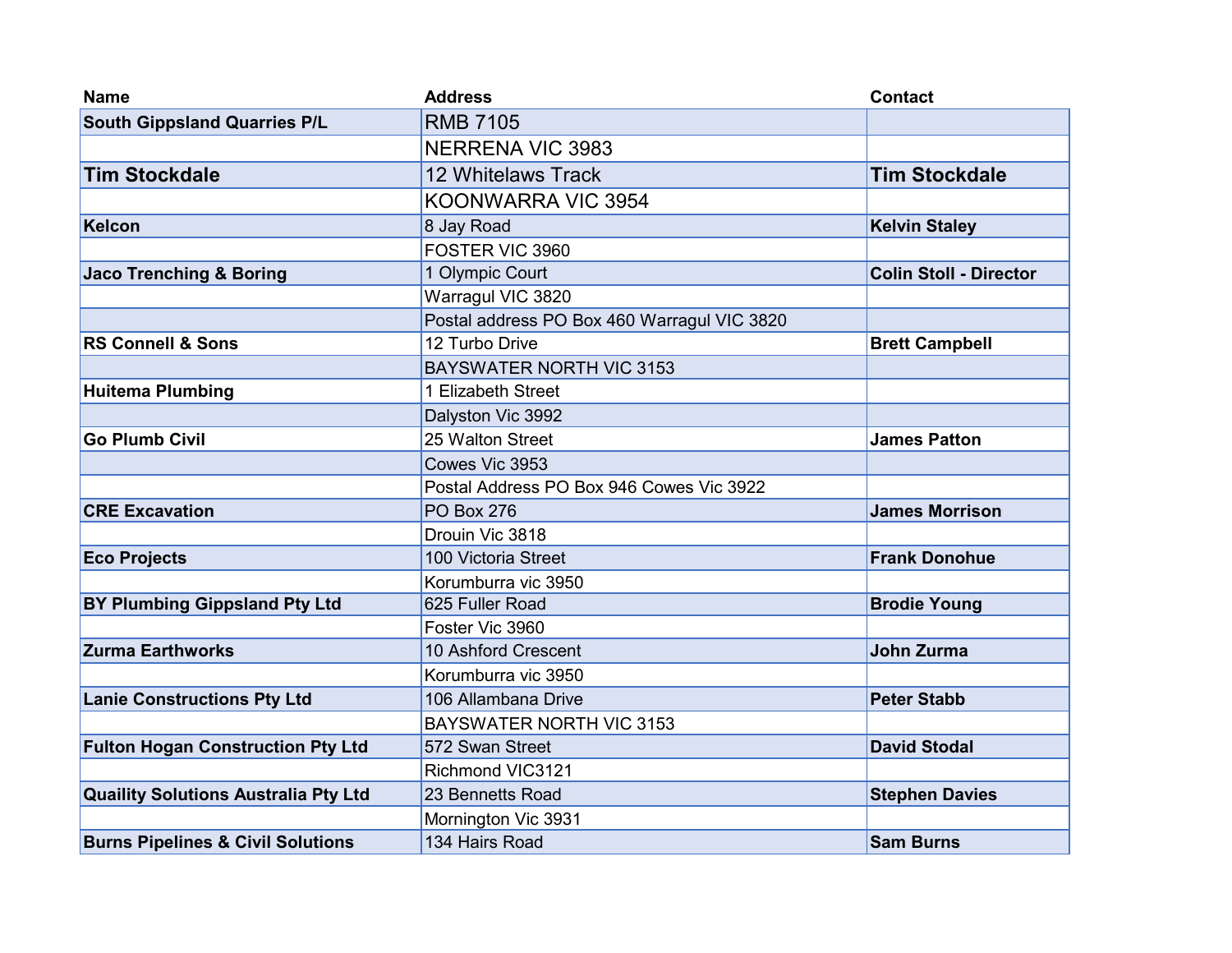| Name | Address | Contact |
| --- | --- | --- |
| **South Gippsland Quarries P/L** | RMB 7105 | |
| | NERRENA VIC 3983 | |
| **Tim Stockdale** | 12 Whitelaws Track | **Tim Stockdale** |
| | KOONWARRA VIC 3954 | |
| **Kelcon** | 8 Jay Road | **Kelvin Staley** |
| | FOSTER VIC 3960 | |
| **Jaco Trenching & Boring** | 1 Olympic Court | **Colin Stoll - Director** |
| | Warragul VIC 3820 | |
| | Postal address PO Box 460 Warragul VIC 3820 | |
| **RS Connell & Sons** | 12 Turbo Drive | **Brett Campbell** |
| | BAYSWATER NORTH VIC 3153 | |
| **Huitema Plumbing** | 1 Elizabeth Street | |
| | Dalyston Vic 3992 | |
| **Go Plumb Civil** | 25 Walton Street | **James Patton** |
| | Cowes Vic 3953 | |
| | Postal Address PO Box 946 Cowes Vic 3922 | |
| **CRE Excavation** | PO Box 276 | **James Morrison** |
| | Drouin Vic 3818 | |
| **Eco Projects** | 100 Victoria Street | **Frank Donohue** |
| | Korumburra vic 3950 | |
| **BY Plumbing Gippsland Pty Ltd** | 625 Fuller Road | **Brodie Young** |
| | Foster Vic 3960 | |
| **Zurma Earthworks** | 10 Ashford Crescent | **John Zurma** |
| | Korumburra vic 3950 | |
| **Lanie Constructions Pty Ltd** | 106 Allambana Drive | **Peter Stabb** |
| | BAYSWATER NORTH VIC 3153 | |
| **Fulton Hogan Construction Pty Ltd** | 572 Swan Street | **David Stodal** |
| | Richmond VIC3121 | |
| **Quaility Solutions Australia Pty Ltd** | 23 Bennetts Road | **Stephen Davies** |
| | Mornington Vic 3931 | |
| **Burns Pipelines & Civil Solutions** | 134 Hairs Road | **Sam Burns** |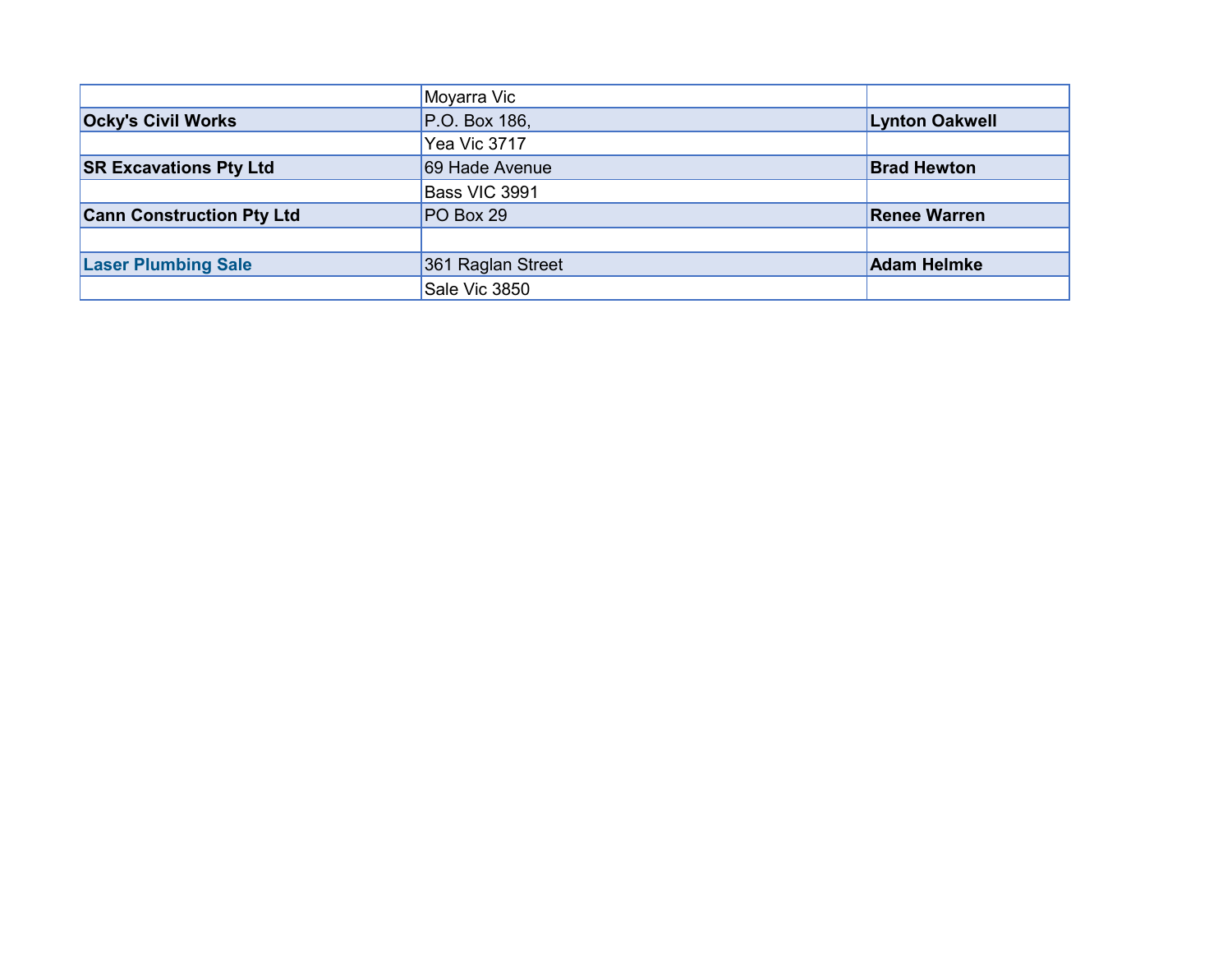| | | |
|---|---|---|
| | Moyarra Vic | |
| **Ocky's Civil Works** | P.O. Box 186, | **Lynton Oakwell** |
| | Yea Vic 3717 | |
| **SR Excavations Pty Ltd** | 69 Hade Avenue | **Brad Hewton** |
| | Bass VIC 3991 | |
| **Cann Construction Pty Ltd** | PO Box 29 | **Renee Warren** |
| | | |
| **Laser Plumbing Sale** | 361 Raglan Street | **Adam Helmke** |
| | Sale Vic 3850 | |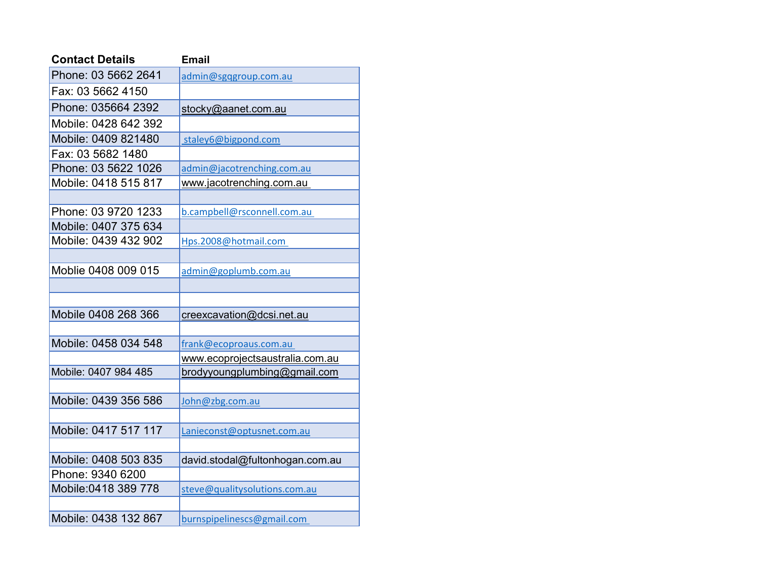| Contact Details | Email |
|---|---|
| Phone: 03 5662 2641 | admin@sgqgroup.com.au |
| Fax: 03 5662 4150 | |
| Phone: 035664 2392 | stocky@aanet.com.au |
| Mobile: 0428 642 392 | |
| Mobile: 0409 821480 | staley6@bigpond.com |
| Fax: 03 5682 1480 | |
| Phone: 03 5622 1026 | admin@jacotrenching.com.au |
| Mobile: 0418 515 817 | www.jacotrenching.com.au |
| | |
| Phone: 03 9720 1233 | b.campbell@rsconnell.com.au |
| Mobile: 0407 375 634 | |
| Mobile: 0439 432 902 | Hps.2008@hotmail.com |
| | |
| Moblie 0408 009 015 | admin@goplumb.com.au |
| | |
| | |
| Mobile 0408 268 366 | creexcavation@dcsi.net.au |
| | |
| Mobile: 0458 034 548 | frank@ecoproaus.com.au |
| | www.ecoprojectsaustralia.com.au |
| Mobile: 0407 984 485 | brodyyoungplumbing@gmail.com |
| | |
| Mobile: 0439 356 586 | John@zbg.com.au |
| | |
| Mobile: 0417 517 117 | Lanieconst@optusnet.com.au |
| | |
| Mobile: 0408 503 835 | david.stodal@fultonhogan.com.au |
| Phone: 9340 6200 | |
| Mobile:0418 389 778 | steve@qualitysolutions.com.au |
| | |
| Mobile: 0438 132 867 | burnspipelinescs@gmail.com |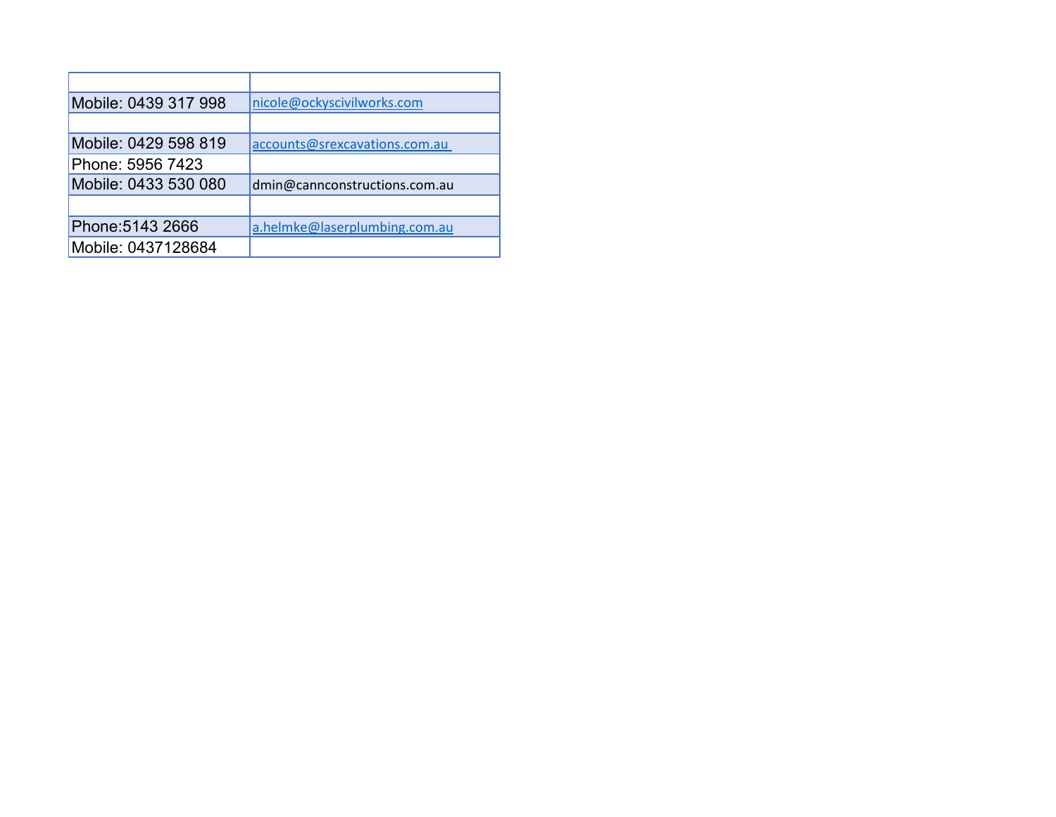| | |
|---|---|
| | |
| Mobile: 0439 317 998 | nicole@ockyscivilworks.com |
| | |
| Mobile: 0429 598 819 | accounts@srexcavations.com.au |
| Phone: 5956 7423 | |
| Mobile: 0433 530 080 | dmin@cannconstructions.com.au |
| | |
| Phone:5143 2666 | a.helmke@laserplumbing.com.au |
| Mobile: 0437128684 | |